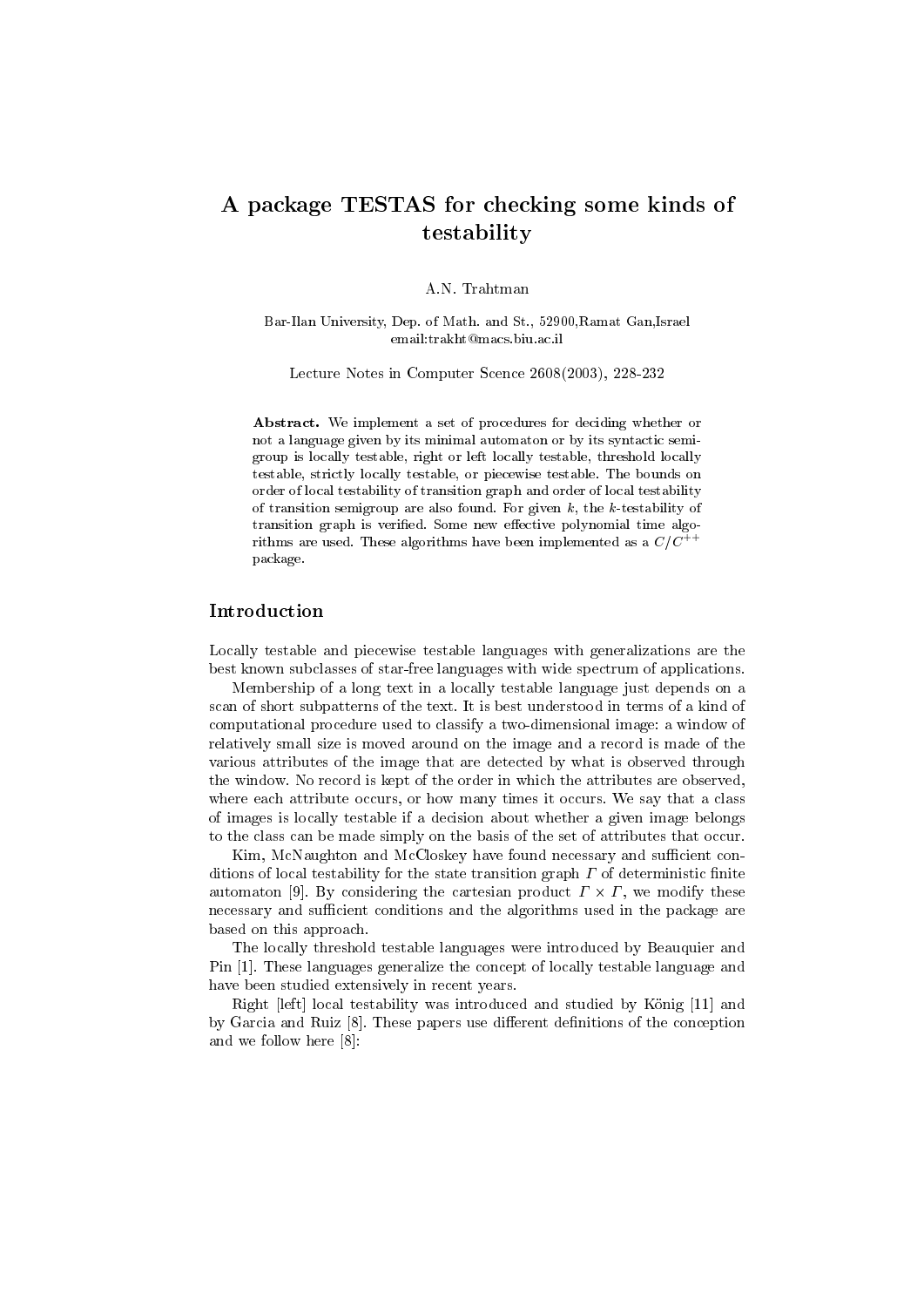# A package TESTAS for checking some kinds of testability

A.N. Trahtman

Bar-Ilan University, Dep. of Math. and St., 52900,Ramat Gan,Israel
email:trakht@macs.biu.ac.il

Lecture Notes in Computer Scence 2608(2003), 228-232

**Abstract.** We implement a set of procedures for deciding whether or not a language given by its minimal automaton or by its syntactic semigroup is locally testable, right or left locally testable, threshold locally testable, strictly locally testable, or piecewise testable. The bounds on order of local testability of transition graph and order of local testability of transition semigroup are also found. For given $k$, the $k$-testability of transition graph is verified. Some new effective polynomial time algorithms are used. These algorithms have been implemented as a $C/C^{++}$ package.

## Introduction

Locally testable and piecewise testable languages with generalizations are the best known subclasses of star-free languages with wide spectrum of applications.

Membership of a long text in a locally testable language just depends on a scan of short subpatterns of the text. It is best understood in terms of a kind of computational procedure used to classify a two-dimensional image: a window of relatively small size is moved around on the image and a record is made of the various attributes of the image that are detected by what is observed through the window. No record is kept of the order in which the attributes are observed, where each attribute occurs, or how many times it occurs. We say that a class of images is locally testable if a decision about whether a given image belongs to the class can be made simply on the basis of the set of attributes that occur.

Kim, McNaughton and McCloskey have found necessary and sufficient conditions of local testability for the state transition graph $\Gamma$ of deterministic finite automaton [9]. By considering the cartesian product $\Gamma \times \Gamma$, we modify these necessary and sufficient conditions and the algorithms used in the package are based on this approach.

The locally threshold testable languages were introduced by Beauquier and Pin [1]. These languages generalize the concept of locally testable language and have been studied extensively in recent years.

Right [left] local testability was introduced and studied by König [11] and by Garcia and Ruiz [8]. These papers use different definitions of the conception and we follow here [8]: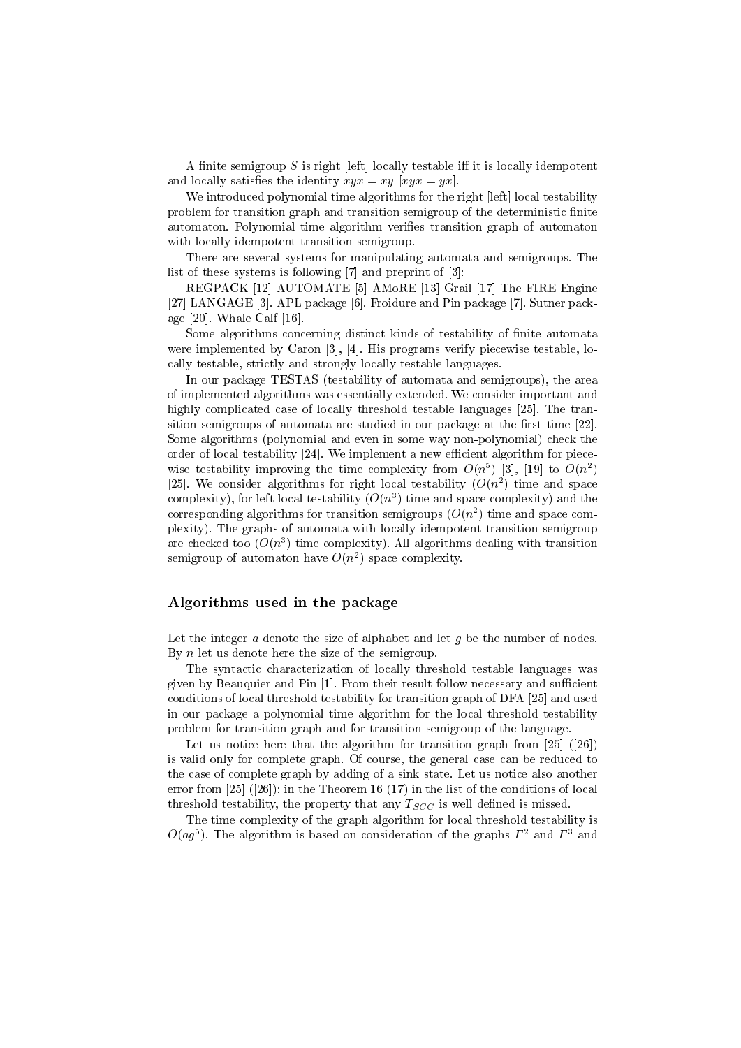A finite semigroup $S$ is right [left] locally testable iff it is locally idempotent and locally satisfies the identity $xyx = xy$ $[xyx = yx]$.

We introduced polynomial time algorithms for the right [left] local testability problem for transition graph and transition semigroup of the deterministic finite automaton. Polynomial time algorithm verifies transition graph of automaton with locally idempotent transition semigroup.

There are several systems for manipulating automata and semigroups. The list of these systems is following [7] and preprint of [3]:

REGPACK [12] AUTOMATE [5] AMoRE [13] Grail [17] The FIRE Engine [27] LANGAGE [3]. APL package [6]. Froidure and Pin package [7]. Sutner package [20]. Whale Calf [16].

Some algorithms concerning distinct kinds of testability of finite automata were implemented by Caron [3], [4]. His programs verify piecewise testable, locally testable, strictly and strongly locally testable languages.

In our package TESTAS (testability of automata and semigroups), the area of implemented algorithms was essentially extended. We consider important and highly complicated case of locally threshold testable languages [25]. The transition semigroups of automata are studied in our package at the first time [22]. Some algorithms (polynomial and even in some way non-polynomial) check the order of local testability [24]. We implement a new efficient algorithm for piecewise testability improving the time complexity from $O(n^5)$ [3], [19] to $O(n^2)$ [25]. We consider algorithms for right local testability ($O(n^2)$ time and space complexity), for left local testability ($O(n^3)$ time and space complexity) and the corresponding algorithms for transition semigroups ($O(n^2)$ time and space complexity). The graphs of automata with locally idempotent transition semigroup are checked too ($O(n^3)$ time complexity). All algorithms dealing with transition semigroup of automaton have $O(n^2)$ space complexity.

## Algorithms used in the package

Let the integer $a$ denote the size of alphabet and let $g$ be the number of nodes. By $n$ let us denote here the size of the semigroup.

The syntactic characterization of locally threshold testable languages was given by Beauquier and Pin [1]. From their result follow necessary and sufficient conditions of local threshold testability for transition graph of DFA [25] and used in our package a polynomial time algorithm for the local threshold testability problem for transition graph and for transition semigroup of the language.

Let us notice here that the algorithm for transition graph from [25] ([26]) is valid only for complete graph. Of course, the general case can be reduced to the case of complete graph by adding of a sink state. Let us notice also another error from [25] ([26]): in the Theorem 16 (17) in the list of the conditions of local threshold testability, the property that any $T_{SCC}$ is well defined is missed.

The time complexity of the graph algorithm for local threshold testability is $O(ag^5)$. The algorithm is based on consideration of the graphs $\Gamma^2$ and $\Gamma^3$ and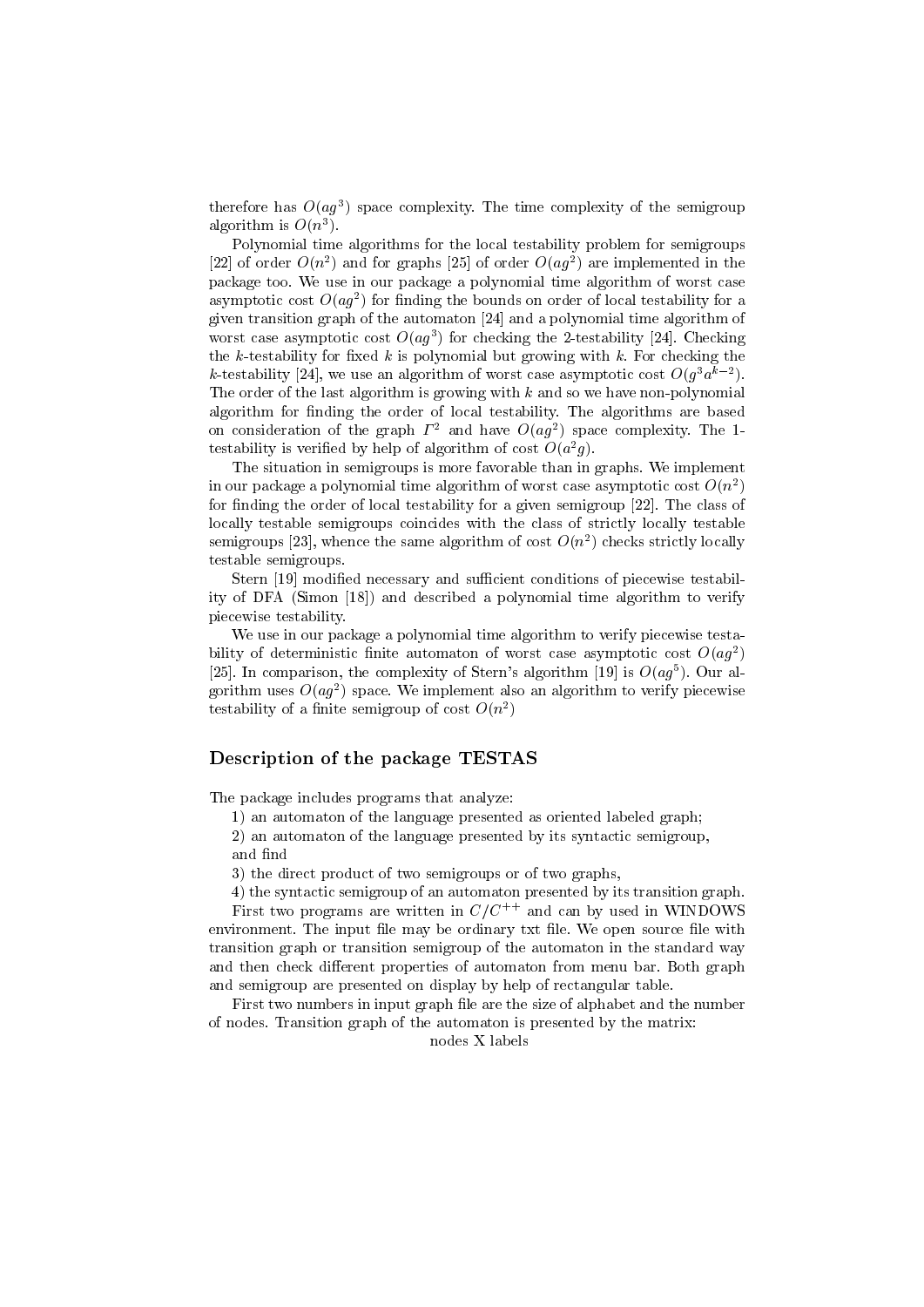therefore has $O(ag^3)$ space complexity. The time complexity of the semigroup algorithm is $O(n^3)$.

Polynomial time algorithms for the local testability problem for semigroups [22] of order $O(n^2)$ and for graphs [25] of order $O(ag^2)$ are implemented in the package too. We use in our package a polynomial time algorithm of worst case asymptotic cost $O(ag^2)$ for finding the bounds on order of local testability for a given transition graph of the automaton [24] and a polynomial time algorithm of worst case asymptotic cost $O(ag^3)$ for checking the 2-testability [24]. Checking the $k$-testability for fixed $k$ is polynomial but growing with $k$. For checking the $k$-testability [24], we use an algorithm of worst case asymptotic cost $O(g^3a^{k-2})$. The order of the last algorithm is growing with $k$ and so we have non-polynomial algorithm for finding the order of local testability. The algorithms are based on consideration of the graph $\Gamma^2$ and have $O(ag^2)$ space complexity. The 1-testability is verified by help of algorithm of cost $O(a^2g)$.

The situation in semigroups is more favorable than in graphs. We implement in our package a polynomial time algorithm of worst case asymptotic cost $O(n^2)$ for finding the order of local testability for a given semigroup [22]. The class of locally testable semigroups coincides with the class of strictly locally testable semigroups [23], whence the same algorithm of cost $O(n^2)$ checks strictly locally testable semigroups.

Stern [19] modified necessary and sufficient conditions of piecewise testability of DFA (Simon [18]) and described a polynomial time algorithm to verify piecewise testability.

We use in our package a polynomial time algorithm to verify piecewise testability of deterministic finite automaton of worst case asymptotic cost $O(ag^2)$ [25]. In comparison, the complexity of Stern's algorithm [19] is $O(ag^5)$. Our algorithm uses $O(ag^2)$ space. We implement also an algorithm to verify piecewise testability of a finite semigroup of cost $O(n^2)$

## Description of the package TESTAS

The package includes programs that analyze:

1) an automaton of the language presented as oriented labeled graph;

2) an automaton of the language presented by its syntactic semigroup,

and find

3) the direct product of two semigroups or of two graphs,

4) the syntactic semigroup of an automaton presented by its transition graph.

First two programs are written in $C/C^{++}$ and can by used in WINDOWS environment. The input file may be ordinary txt file. We open source file with transition graph or transition semigroup of the automaton in the standard way and then check different properties of automaton from menu bar. Both graph and semigroup are presented on display by help of rectangular table.

First two numbers in input graph file are the size of alphabet and the number of nodes. Transition graph of the automaton is presented by the matrix:

nodes X labels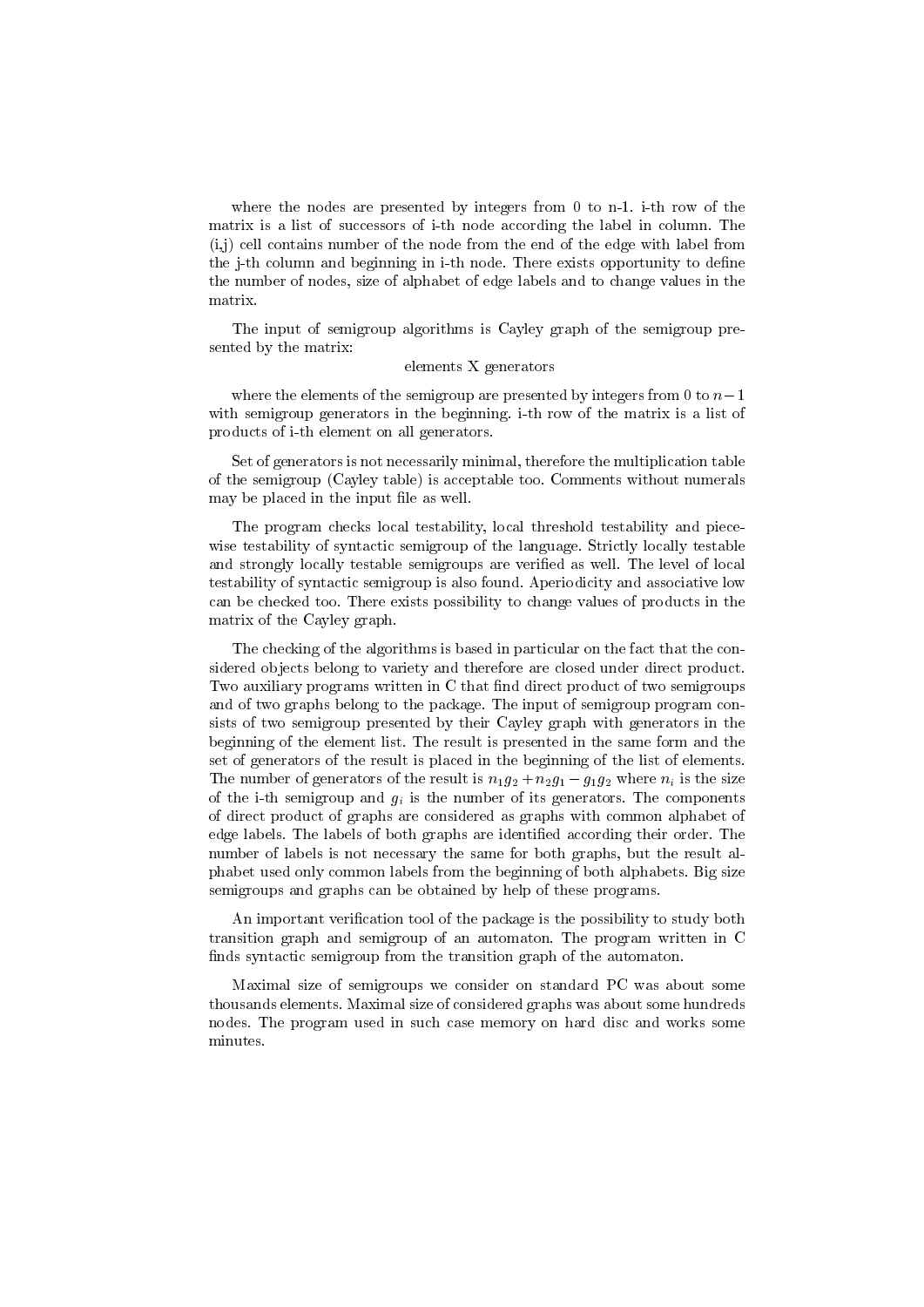where the nodes are presented by integers from 0 to n-1. i-th row of the matrix is a list of successors of i-th node according the label in column. The (i,j) cell contains number of the node from the end of the edge with label from the j-th column and beginning in i-th node. There exists opportunity to define the number of nodes, size of alphabet of edge labels and to change values in the matrix.

The input of semigroup algorithms is Cayley graph of the semigroup presented by the matrix:

elements X generators

where the elements of the semigroup are presented by integers from 0 to $n-1$ with semigroup generators in the beginning. i-th row of the matrix is a list of products of i-th element on all generators.

Set of generators is not necessarily minimal, therefore the multiplication table of the semigroup (Cayley table) is acceptable too. Comments without numerals may be placed in the input file as well.

The program checks local testability, local threshold testability and piecewise testability of syntactic semigroup of the language. Strictly locally testable and strongly locally testable semigroups are verified as well. The level of local testability of syntactic semigroup is also found. Aperiodicity and associative low can be checked too. There exists possibility to change values of products in the matrix of the Cayley graph.

The checking of the algorithms is based in particular on the fact that the considered objects belong to variety and therefore are closed under direct product. Two auxiliary programs written in C that find direct product of two semigroups and of two graphs belong to the package. The input of semigroup program consists of two semigroup presented by their Cayley graph with generators in the beginning of the element list. The result is presented in the same form and the set of generators of the result is placed in the beginning of the list of elements. The number of generators of the result is $n_1g_2 + n_2g_1 - g_1g_2$ where $n_i$ is the size of the i-th semigroup and $g_i$ is the number of its generators. The components of direct product of graphs are considered as graphs with common alphabet of edge labels. The labels of both graphs are identified according their order. The number of labels is not necessary the same for both graphs, but the result alphabet used only common labels from the beginning of both alphabets. Big size semigroups and graphs can be obtained by help of these programs.

An important verification tool of the package is the possibility to study both transition graph and semigroup of an automaton. The program written in C finds syntactic semigroup from the transition graph of the automaton.

Maximal size of semigroups we consider on standard PC was about some thousands elements. Maximal size of considered graphs was about some hundreds nodes. The program used in such case memory on hard disc and works some minutes.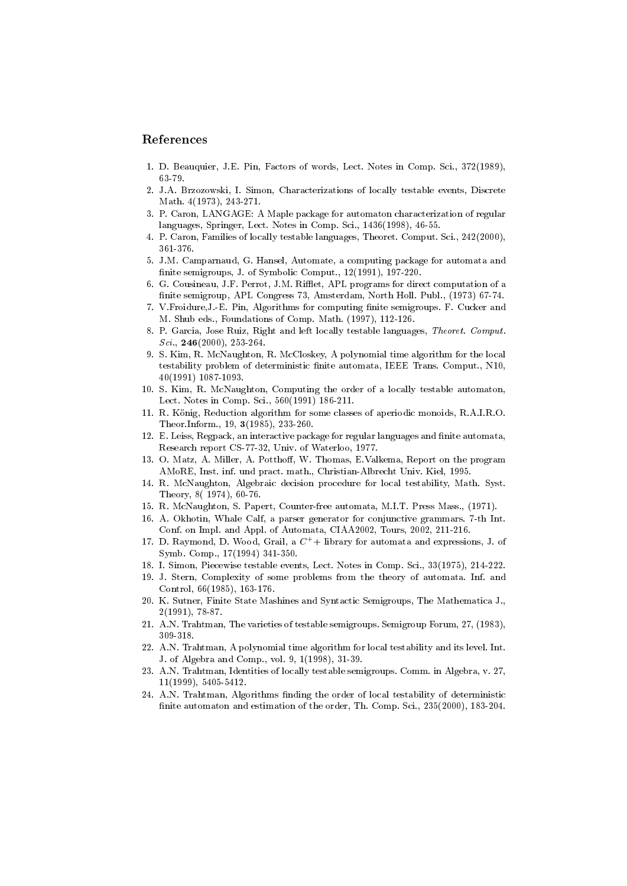## References

1. D. Beauquier, J.E. Pin, Factors of words, Lect. Notes in Comp. Sci., 372(1989), 63-79.
2. J.A. Brzozowski, I. Simon, Characterizations of locally testable events, Discrete Math. 4(1973), 243-271.
3. P. Caron, LANGAGE: A Maple package for automaton characterization of regular languages, Springer, Lect. Notes in Comp. Sci., 1436(1998), 46-55.
4. P. Caron, Families of locally testable languages, Theoret. Comput. Sci., 242(2000), 361-376.
5. J.M. Camparnaud, G. Hansel, Automate, a computing package for automata and finite semigroups, J. of Symbolic Comput., 12(1991), 197-220.
6. G. Cousineau, J.F. Perrot, J.M. Rifflet, APL programs for direct computation of a finite semigroup, APL Congress 73, Amsterdam, North Holl. Publ., (1973) 67-74.
7. V.Froidure,J.-E. Pin, Algorithms for computing finite semigroups. F. Cucker and M. Shub eds., Foundations of Comp. Math. (1997), 112-126.
8. P. Garcia, Jose Ruiz, Right and left locally testable languages, *Theoret. Comput. Sci.*, **246**(2000), 253-264.
9. S. Kim, R. McNaughton, R. McCloskey, A polynomial time algorithm for the local testability problem of deterministic finite automata, IEEE Trans. Comput., N10, 40(1991) 1087-1093.
10. S. Kim, R. McNaughton, Computing the order of a locally testable automaton, Lect. Notes in Comp. Sci., 560(1991) 186-211.
11. R. König, Reduction algorithm for some classes of aperiodic monoids, R.A.I.R.O. Theor.Inform., 19, **3**(1985), 233-260.
12. E. Leiss, Regpack, an interactive package for regular languages and finite automata, Research report CS-77-32, Univ. of Waterloo, 1977.
13. O. Matz, A. Miller, A. Potthoff, W. Thomas, E.Valkema, Report on the program AMoRE, Inst. inf. und pract. math., Christian-Albrecht Univ. Kiel, 1995.
14. R. McNaughton, Algebraic decision procedure for local testability, Math. Syst. Theory, 8( 1974), 60-76.
15. R. McNaughton, S. Papert, Counter-free automata, M.I.T. Press Mass., (1971).
16. A. Okhotin, Whale Calf, a parser generator for conjunctive grammars. 7-th Int. Conf. on Impl. and Appl. of Automata, CIAA2002, Tours, 2002, 211-216.
17. D. Raymond, D. Wood, Grail, a $C^{+}+$ library for automata and expressions, J. of Symb. Comp., 17(1994) 341-350.
18. I. Simon, Piecewise testable events, Lect. Notes in Comp. Sci., 33(1975), 214-222.
19. J. Stern, Complexity of some problems from the theory of automata. Inf. and Control, 66(1985), 163-176.
20. K. Sutner, Finite State Mashines and Syntactic Semigroups, The Mathematica J., 2(1991), 78-87.
21. A.N. Trahtman, The varieties of testable semigroups. Semigroup Forum, 27, (1983), 309-318.
22. A.N. Trahtman, A polynomial time algorithm for local testability and its level. Int. J. of Algebra and Comp., vol. 9, 1(1998), 31-39.
23. A.N. Trahtman, Identities of locally testable semigroups. Comm. in Algebra, v. 27, 11(1999), 5405-5412.
24. A.N. Trahtman, Algorithms finding the order of local testability of deterministic finite automaton and estimation of the order, Th. Comp. Sci., 235(2000), 183-204.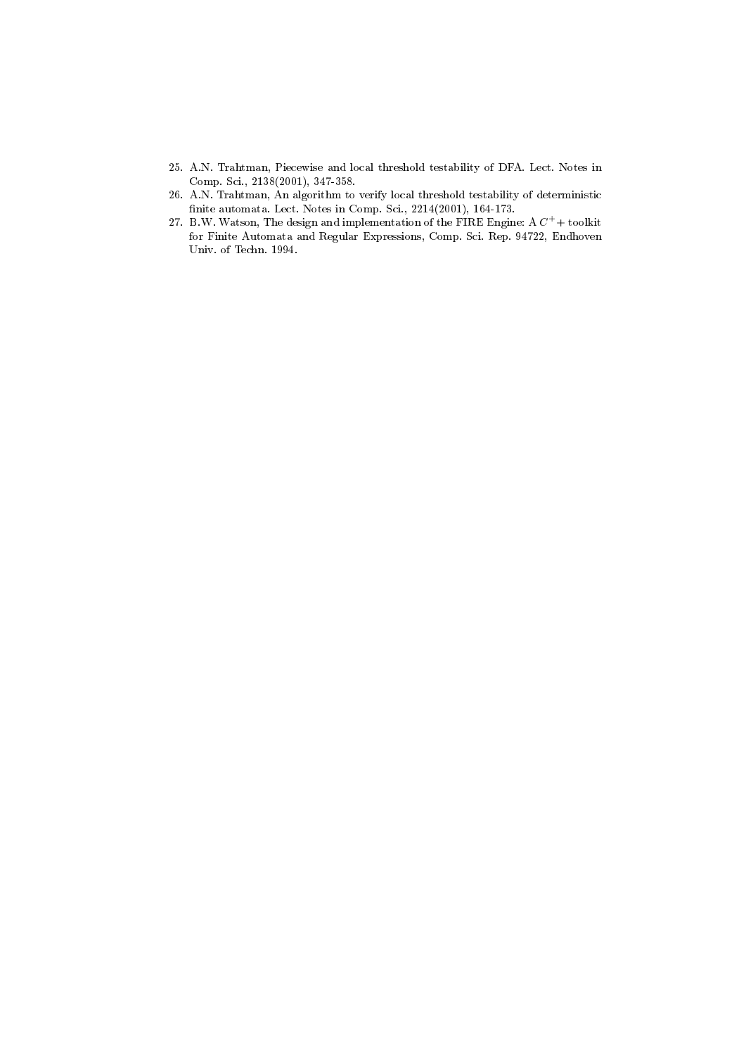25. A.N. Trahtman, Piecewise and local threshold testability of DFA. Lect. Notes in Comp. Sci., 2138(2001), 347-358.
26. A.N. Trahtman, An algorithm to verify local threshold testability of deterministic finite automata. Lect. Notes in Comp. Sci., 2214(2001), 164-173.
27. B.W. Watson, The design and implementation of the FIRE Engine: A $C^{+}+$ toolkit for Finite Automata and Regular Expressions, Comp. Sci. Rep. 94722, Endhoven Univ. of Techn. 1994.